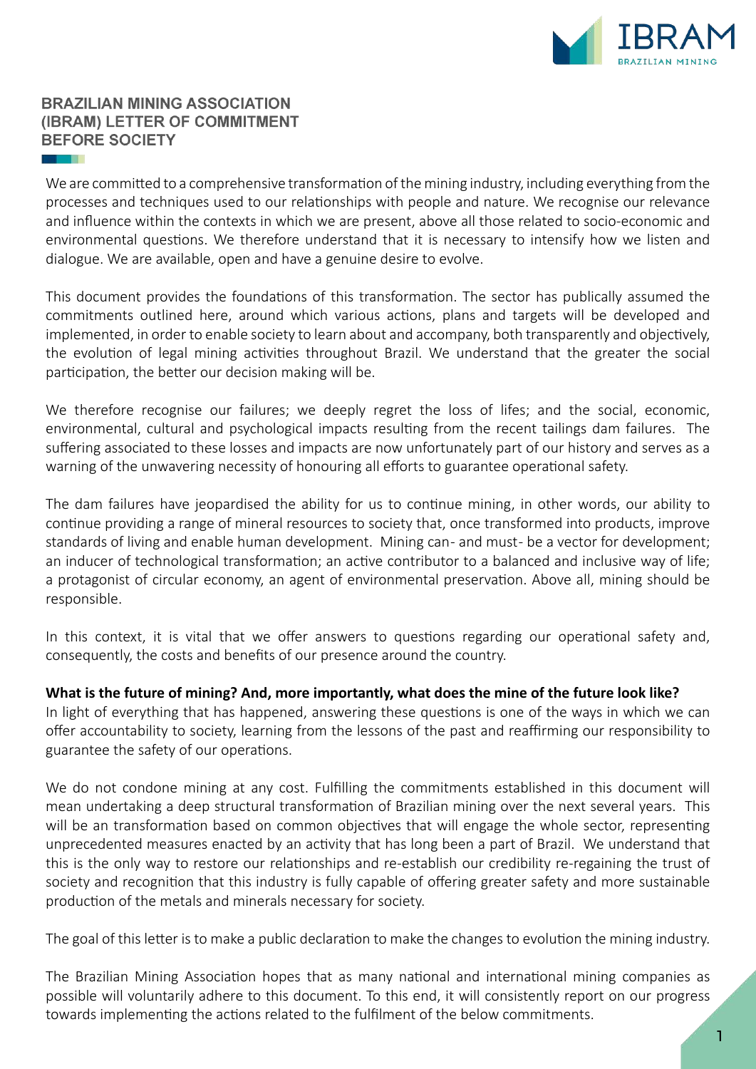# BRAZILIAN MINING ASSOCIATION (IBRAM) LETTER OF COMMITMENT BEFORE SOCIETY

We are committed to a comprehensive transformation of the mining industry, including everything from the processes and techniques used to our relationships with people and nature. We recognise our relevance and influence within the contexts in which we are present, above all those related to socio-economic and environmental questions. We therefore understand that it is necessary to intensify how we listen and dialogue. We are available, open and have a genuine desire to evolve.

This document provides the foundations of this transformation. The sector has publically assumed the commitments outlined here, around which various actions, plans and targets will be developed and implemented, in order to enable society to learn about and accompany, both transparently and objectively, the evolution of legal mining activities throughout Brazil. We understand that the greater the social participation, the better our decision making will be.

We therefore recognise our failures; we deeply regret the loss of lifes; and the social, economic, environmental, cultural and psychological impacts resulting from the recent tailings dam failures. The suffering associated to these losses and impacts are now unfortunately part of our history and serves as a warning of the unwavering necessity of honouring all efforts to guarantee operational safety.

The dam failures have jeopardised the ability for us to continue mining, in other words, our ability to continue providing a range of mineral resources to society that, once transformed into products, improve standards of living and enable human development. Mining can- and must- be a vector for development; an inducer of technological transformation; an active contributor to a balanced and inclusive way of life; a protagonist of circular economy, an agent of environmental preservation. Above all, mining should be responsible.

In this context, it is vital that we offer answers to questions regarding our operational safety and, consequently, the costs and benefits of our presence around the country.

**What is the future of mining? And, more importantly, what does the mine of the future look like?**
In light of everything that has happened, answering these questions is one of the ways in which we can offer accountability to society, learning from the lessons of the past and reaffirming our responsibility to guarantee the safety of our operations.

We do not condone mining at any cost. Fulfilling the commitments established in this document will mean undertaking a deep structural transformation of Brazilian mining over the next several years. This will be an transformation based on common objectives that will engage the whole sector, representing unprecedented measures enacted by an activity that has long been a part of Brazil. We understand that this is the only way to restore our relationships and re-establish our credibility re-regaining the trust of society and recognition that this industry is fully capable of offering greater safety and more sustainable production of the metals and minerals necessary for society.

The goal of this letter is to make a public declaration to make the changes to evolution the mining industry.

The Brazilian Mining Association hopes that as many national and international mining companies as possible will voluntarily adhere to this document. To this end, it will consistently report on our progress towards implementing the actions related to the fulfilment of the below commitments.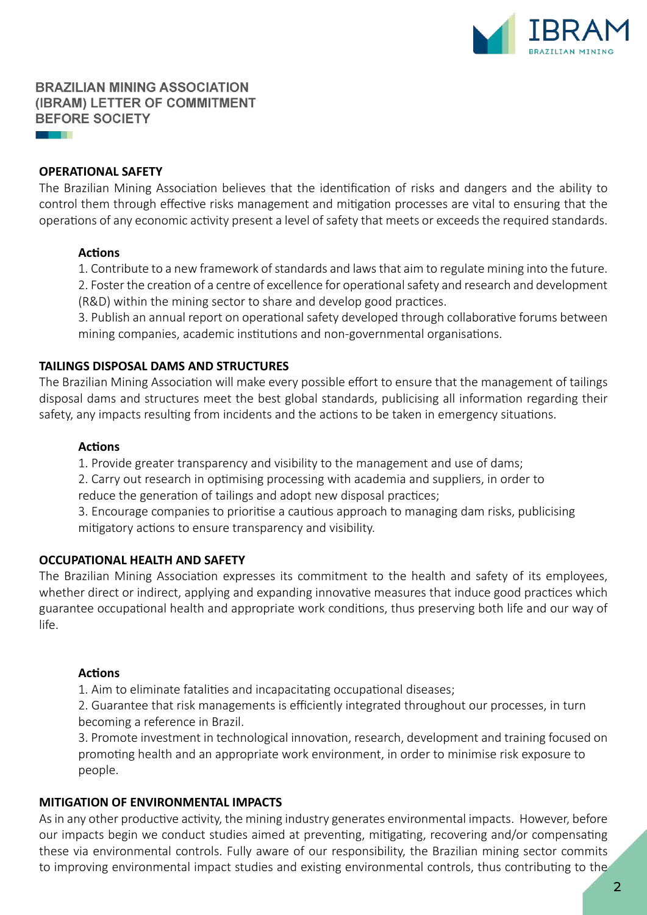# BRAZILIAN MINING ASSOCIATION (IBRAM) LETTER OF COMMITMENT BEFORE SOCIETY

## OPERATIONAL SAFETY

The Brazilian Mining Association believes that the identification of risks and dangers and the ability to control them through effective risks management and mitigation processes are vital to ensuring that the operations of any economic activity present a level of safety that meets or exceeds the required standards.

**Actions**

1. Contribute to a new framework of standards and laws that aim to regulate mining into the future.
2. Foster the creation of a centre of excellence for operational safety and research and development (R&D) within the mining sector to share and develop good practices.
3. Publish an annual report on operational safety developed through collaborative forums between mining companies, academic institutions and non-governmental organisations.

## TAILINGS DISPOSAL DAMS AND STRUCTURES

The Brazilian Mining Association will make every possible effort to ensure that the management of tailings disposal dams and structures meet the best global standards, publicising all information regarding their safety, any impacts resulting from incidents and the actions to be taken in emergency situations.

**Actions**

1. Provide greater transparency and visibility to the management and use of dams;
2. Carry out research in optimising processing with academia and suppliers, in order to reduce the generation of tailings and adopt new disposal practices;
3. Encourage companies to prioritise a cautious approach to managing dam risks, publicising mitigatory actions to ensure transparency and visibility.

## OCCUPATIONAL HEALTH AND SAFETY

The Brazilian Mining Association expresses its commitment to the health and safety of its employees, whether direct or indirect, applying and expanding innovative measures that induce good practices which guarantee occupational health and appropriate work conditions, thus preserving both life and our way of life.

**Actions**

1. Aim to eliminate fatalities and incapacitating occupational diseases;
2. Guarantee that risk managements is efficiently integrated throughout our processes, in turn becoming a reference in Brazil.
3. Promote investment in technological innovation, research, development and training focused on promoting health and an appropriate work environment, in order to minimise risk exposure to people.

## MITIGATION OF ENVIRONMENTAL IMPACTS

As in any other productive activity, the mining industry generates environmental impacts. However, before our impacts begin we conduct studies aimed at preventing, mitigating, recovering and/or compensating these via environmental controls. Fully aware of our responsibility, the Brazilian mining sector commits to improving environmental impact studies and existing environmental controls, thus contributing to the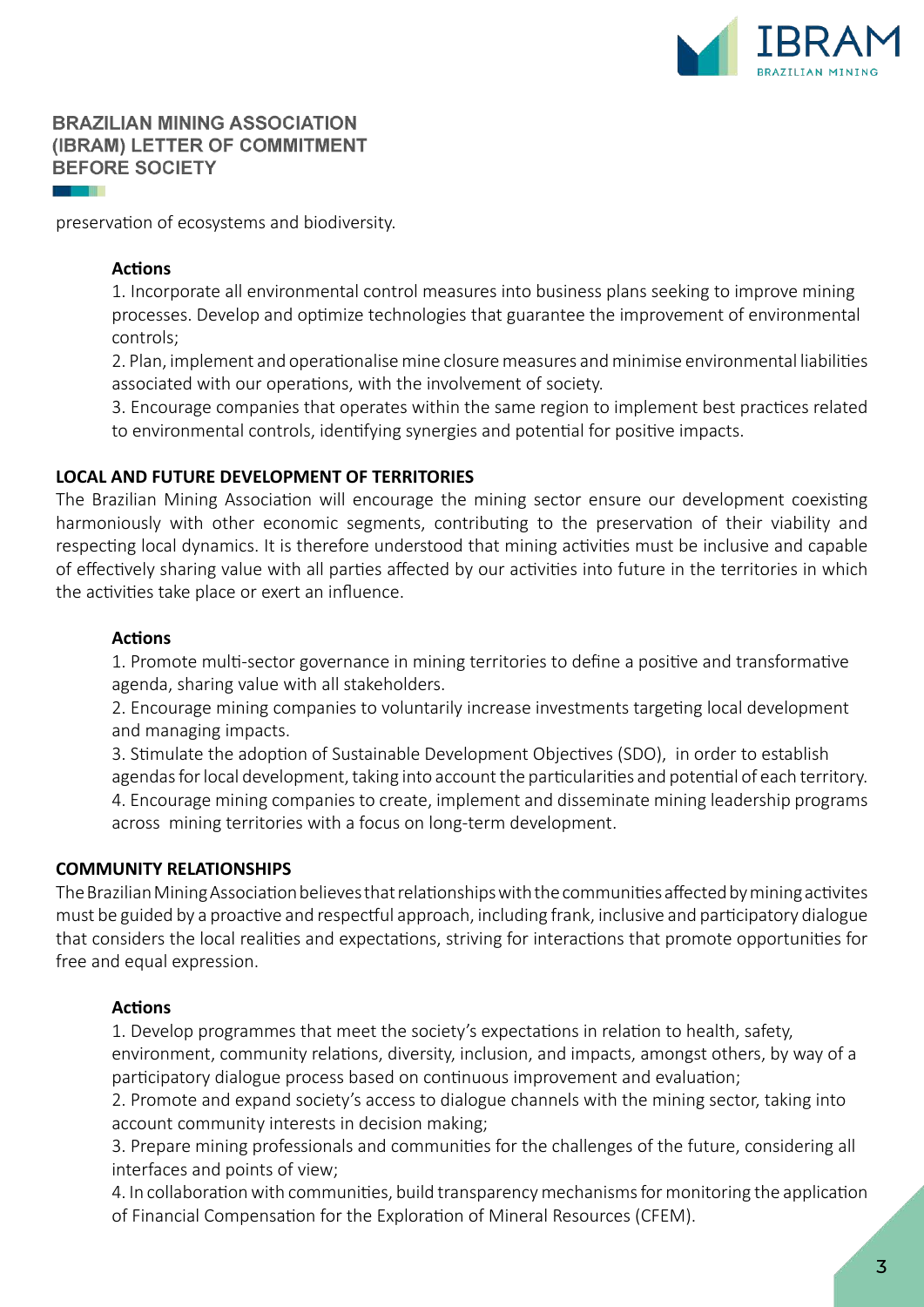preservation of ecosystems and biodiversity.

**Actions**

1. Incorporate all environmental control measures into business plans seeking to improve mining processes. Develop and optimize technologies that guarantee the improvement of environmental controls;
2. Plan, implement and operationalise mine closure measures and minimise environmental liabilities associated with our operations, with the involvement of society.
3. Encourage companies that operates within the same region to implement best practices related to environmental controls, identifying synergies and potential for positive impacts.

**LOCAL AND FUTURE DEVELOPMENT OF TERRITORIES**

The Brazilian Mining Association will encourage the mining sector ensure our development coexisting harmoniously with other economic segments, contributing to the preservation of their viability and respecting local dynamics. It is therefore understood that mining activities must be inclusive and capable of effectively sharing value with all parties affected by our activities into future in the territories in which the activities take place or exert an influence.

**Actions**

1. Promote multi-sector governance in mining territories to define a positive and transformative agenda, sharing value with all stakeholders.
2. Encourage mining companies to voluntarily increase investments targeting local development and managing impacts.
3. Stimulate the adoption of Sustainable Development Objectives (SDO), in order to establish agendas for local development, taking into account the particularities and potential of each territory.
4. Encourage mining companies to create, implement and disseminate mining leadership programs across mining territories with a focus on long-term development.

**COMMUNITY RELATIONSHIPS**

The Brazilian Mining Association believes that relationships with the communities affected by mining activites must be guided by a proactive and respectful approach, including frank, inclusive and participatory dialogue that considers the local realities and expectations, striving for interactions that promote opportunities for free and equal expression.

**Actions**

1. Develop programmes that meet the society's expectations in relation to health, safety, environment, community relations, diversity, inclusion, and impacts, amongst others, by way of a participatory dialogue process based on continuous improvement and evaluation;
2. Promote and expand society's access to dialogue channels with the mining sector, taking into account community interests in decision making;
3. Prepare mining professionals and communities for the challenges of the future, considering all interfaces and points of view;
4. In collaboration with communities, build transparency mechanisms for monitoring the application of Financial Compensation for the Exploration of Mineral Resources (CFEM).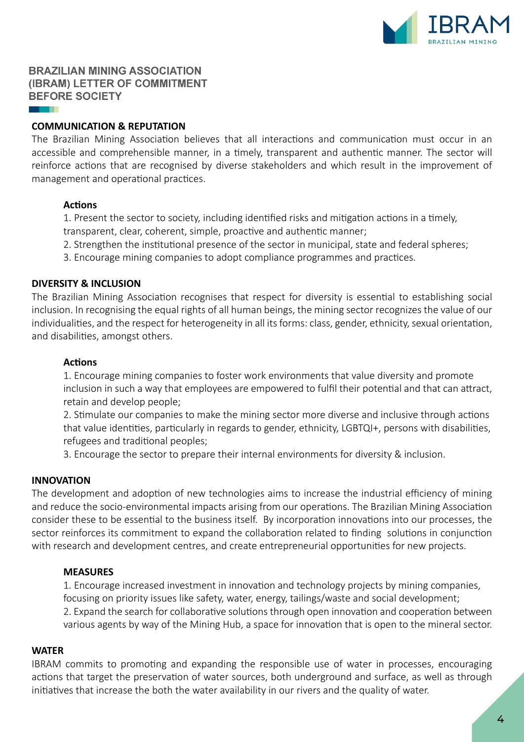# BRAZILIAN MINING ASSOCIATION (IBRAM) LETTER OF COMMITMENT BEFORE SOCIETY

## COMMUNICATION & REPUTATION

The Brazilian Mining Association believes that all interactions and communication must occur in an accessible and comprehensible manner, in a timely, transparent and authentic manner. The sector will reinforce actions that are recognised by diverse stakeholders and which result in the improvement of management and operational practices.

### Actions

1. Present the sector to society, including identified risks and mitigation actions in a timely, transparent, clear, coherent, simple, proactive and authentic manner;
2. Strengthen the institutional presence of the sector in municipal, state and federal spheres;
3. Encourage mining companies to adopt compliance programmes and practices.

## DIVERSITY & INCLUSION

The Brazilian Mining Association recognises that respect for diversity is essential to establishing social inclusion. In recognising the equal rights of all human beings, the mining sector recognizes the value of our individualities, and the respect for heterogeneity in all its forms: class, gender, ethnicity, sexual orientation, and disabilities, amongst others.

### Actions

1. Encourage mining companies to foster work environments that value diversity and promote inclusion in such a way that employees are empowered to fulfil their potential and that can attract, retain and develop people;
2. Stimulate our companies to make the mining sector more diverse and inclusive through actions that value identities, particularly in regards to gender, ethnicity, LGBTQI+, persons with disabilities, refugees and traditional peoples;
3. Encourage the sector to prepare their internal environments for diversity & inclusion.

## INNOVATION

The development and adoption of new technologies aims to increase the industrial efficiency of mining and reduce the socio-environmental impacts arising from our operations. The Brazilian Mining Association consider these to be essential to the business itself. By incorporation innovations into our processes, the sector reinforces its commitment to expand the collaboration related to finding solutions in conjunction with research and development centres, and create entrepreneurial opportunities for new projects.

### MEASURES

1. Encourage increased investment in innovation and technology projects by mining companies, focusing on priority issues like safety, water, energy, tailings/waste and social development;
2. Expand the search for collaborative solutions through open innovation and cooperation between various agents by way of the Mining Hub, a space for innovation that is open to the mineral sector.

## WATER

IBRAM commits to promoting and expanding the responsible use of water in processes, encouraging actions that target the preservation of water sources, both underground and surface, as well as through initiatives that increase the both the water availability in our rivers and the quality of water.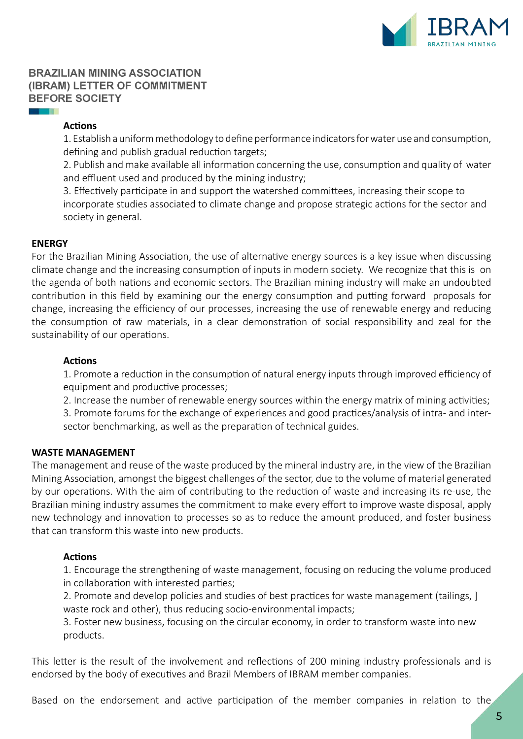**Actions**

1. Establish a uniform methodology to define performance indicators for water use and consumption, defining and publish gradual reduction targets;
2. Publish and make available all information concerning the use, consumption and quality of water and effluent used and produced by the mining industry;
3. Effectively participate in and support the watershed committees, increasing their scope to incorporate studies associated to climate change and propose strategic actions for the sector and society in general.

**ENERGY**

For the Brazilian Mining Association, the use of alternative energy sources is a key issue when discussing climate change and the increasing consumption of inputs in modern society. We recognize that this is on the agenda of both nations and economic sectors. The Brazilian mining industry will make an undoubted contribution in this field by examining our the energy consumption and putting forward proposals for change, increasing the efficiency of our processes, increasing the use of renewable energy and reducing the consumption of raw materials, in a clear demonstration of social responsibility and zeal for the sustainability of our operations.

**Actions**

1. Promote a reduction in the consumption of natural energy inputs through improved efficiency of equipment and productive processes;
2. Increase the number of renewable energy sources within the energy matrix of mining activities;
3. Promote forums for the exchange of experiences and good practices/analysis of intra- and inter-sector benchmarking, as well as the preparation of technical guides.

**WASTE MANAGEMENT**

The management and reuse of the waste produced by the mineral industry are, in the view of the Brazilian Mining Association, amongst the biggest challenges of the sector, due to the volume of material generated by our operations. With the aim of contributing to the reduction of waste and increasing its re-use, the Brazilian mining industry assumes the commitment to make every effort to improve waste disposal, apply new technology and innovation to processes so as to reduce the amount produced, and foster business that can transform this waste into new products.

**Actions**

1. Encourage the strengthening of waste management, focusing on reducing the volume produced in collaboration with interested parties;
2. Promote and develop policies and studies of best practices for waste management (tailings, ] waste rock and other), thus reducing socio-environmental impacts;
3. Foster new business, focusing on the circular economy, in order to transform waste into new products.

This letter is the result of the involvement and reflections of 200 mining industry professionals and is endorsed by the body of executives and Brazil Members of IBRAM member companies.

Based on the endorsement and active participation of the member companies in relation to the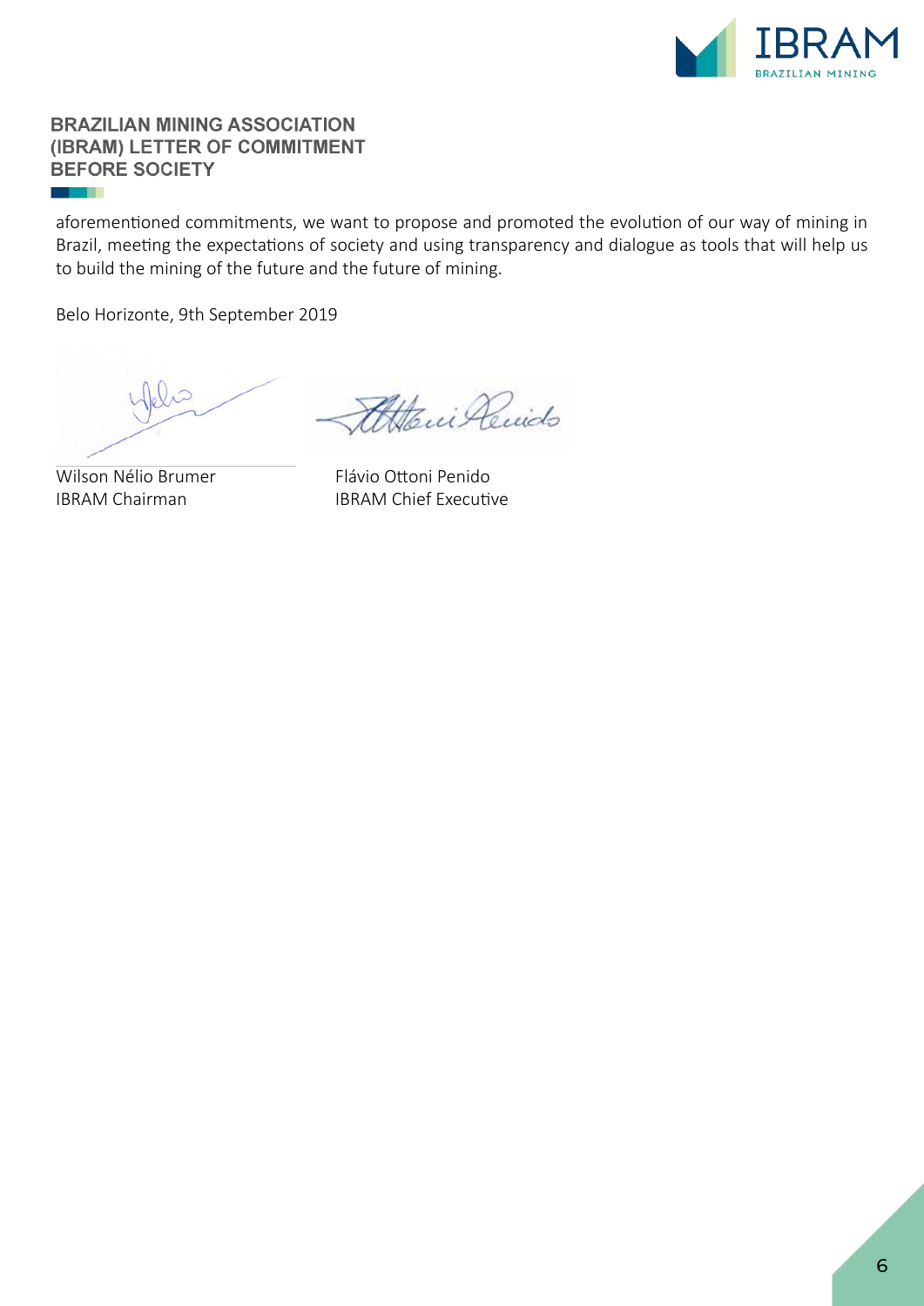aforementioned commitments, we want to propose and promoted the evolution of our way of mining in Brazil, meeting the expectations of society and using transparency and dialogue as tools that will help us to build the mining of the future and the future of mining.

Belo Horizonte, 9th September 2019

Wilson Nélio Brumer
IBRAM Chairman

Flávio Ottoni Penido
IBRAM Chief Executive